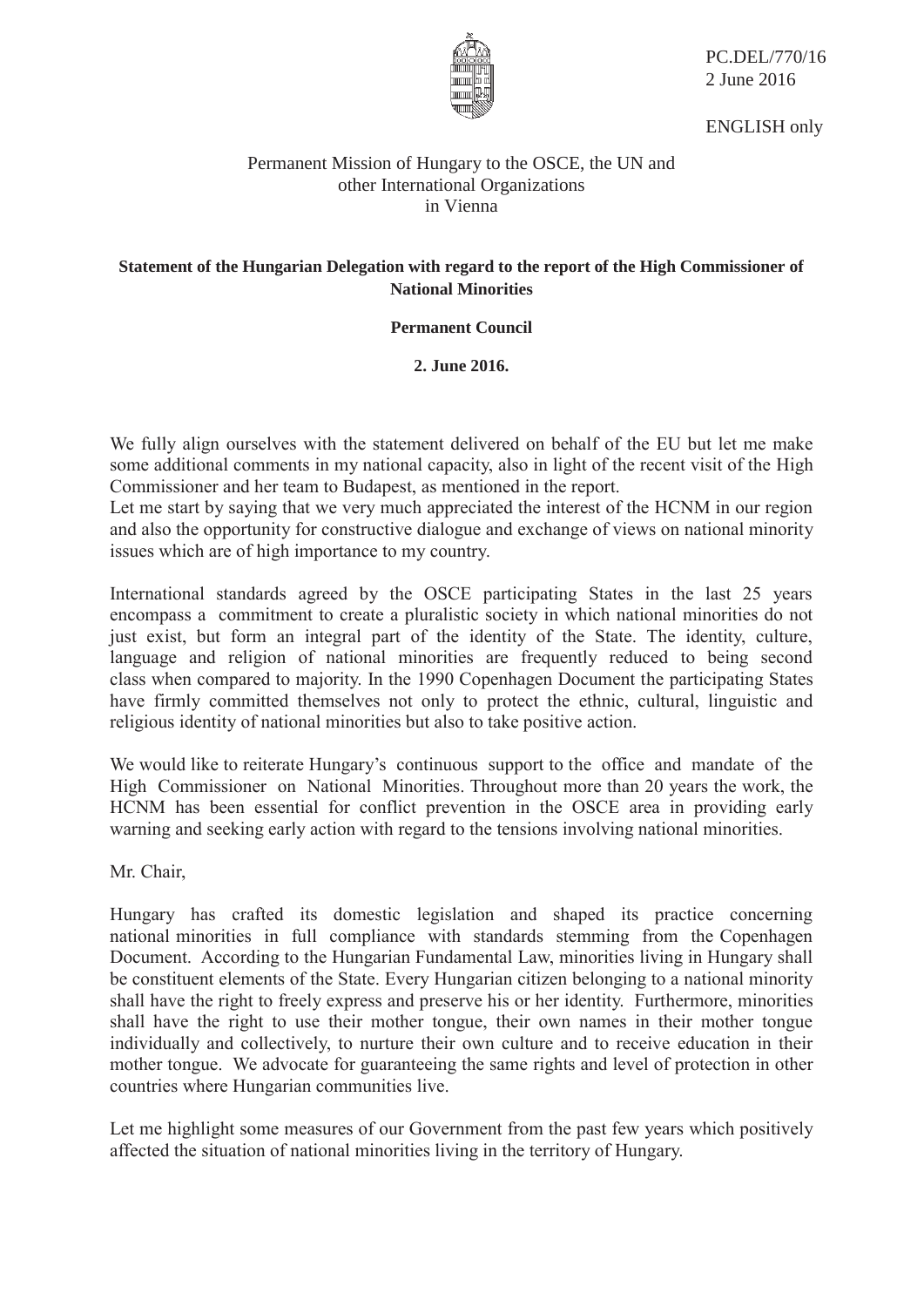PC.DEL/770/16
2 June 2016

ENGLISH only

Permanent Mission of Hungary to the OSCE, the UN and other International Organizations in Vienna

**Statement of the Hungarian Delegation with regard to the report of the High Commissioner of National Minorities**

**Permanent Council**

**2. June 2016.**

We fully align ourselves with the statement delivered on behalf of the EU but let me make some additional comments in my national capacity, also in light of the recent visit of the High Commissioner and her team to Budapest, as mentioned in the report.
Let me start by saying that we very much appreciated the interest of the HCNM in our region and also the opportunity for constructive dialogue and exchange of views on national minority issues which are of high importance to my country.

International standards agreed by the OSCE participating States in the last 25 years encompass a commitment to create a pluralistic society in which national minorities do not just exist, but form an integral part of the identity of the State. The identity, culture, language and religion of national minorities are frequently reduced to being second class when compared to majority. In the 1990 Copenhagen Document the participating States have firmly committed themselves not only to protect the ethnic, cultural, linguistic and religious identity of national minorities but also to take positive action.

We would like to reiterate Hungary's continuous support to the office and mandate of the High Commissioner on National Minorities. Throughout more than 20 years the work, the HCNM has been essential for conflict prevention in the OSCE area in providing early warning and seeking early action with regard to the tensions involving national minorities.

Mr. Chair,

Hungary has crafted its domestic legislation and shaped its practice concerning national minorities in full compliance with standards stemming from the Copenhagen Document. According to the Hungarian Fundamental Law, minorities living in Hungary shall be constituent elements of the State. Every Hungarian citizen belonging to a national minority shall have the right to freely express and preserve his or her identity. Furthermore, minorities shall have the right to use their mother tongue, their own names in their mother tongue individually and collectively, to nurture their own culture and to receive education in their mother tongue. We advocate for guaranteeing the same rights and level of protection in other countries where Hungarian communities live.

Let me highlight some measures of our Government from the past few years which positively affected the situation of national minorities living in the territory of Hungary.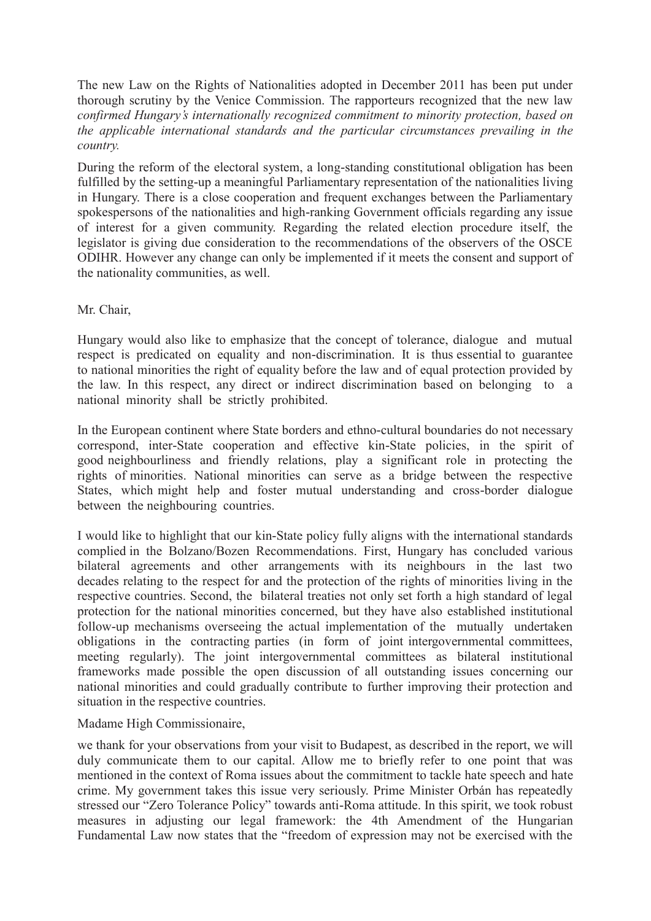The new Law on the Rights of Nationalities adopted in December 2011 has been put under thorough scrutiny by the Venice Commission. The rapporteurs recognized that the new law *confirmed Hungary's internationally recognized commitment to minority protection, based on the applicable international standards and the particular circumstances prevailing in the country.*

During the reform of the electoral system, a long-standing constitutional obligation has been fulfilled by the setting-up a meaningful Parliamentary representation of the nationalities living in Hungary. There is a close cooperation and frequent exchanges between the Parliamentary spokespersons of the nationalities and high-ranking Government officials regarding any issue of interest for a given community. Regarding the related election procedure itself, the legislator is giving due consideration to the recommendations of the observers of the OSCE ODIHR. However any change can only be implemented if it meets the consent and support of the nationality communities, as well.

Mr. Chair,

Hungary would also like to emphasize that the concept of tolerance, dialogue and mutual respect is predicated on equality and non-discrimination. It is thus essential to guarantee to national minorities the right of equality before the law and of equal protection provided by the law. In this respect, any direct or indirect discrimination based on belonging to a national minority shall be strictly prohibited.

In the European continent where State borders and ethno-cultural boundaries do not necessary correspond, inter-State cooperation and effective kin-State policies, in the spirit of good neighbourliness and friendly relations, play a significant role in protecting the rights of minorities. National minorities can serve as a bridge between the respective States, which might help and foster mutual understanding and cross-border dialogue between the neighbouring countries.

I would like to highlight that our kin-State policy fully aligns with the international standards complied in the Bolzano/Bozen Recommendations. First, Hungary has concluded various bilateral agreements and other arrangements with its neighbours in the last two decades relating to the respect for and the protection of the rights of minorities living in the respective countries. Second, the bilateral treaties not only set forth a high standard of legal protection for the national minorities concerned, but they have also established institutional follow-up mechanisms overseeing the actual implementation of the mutually undertaken obligations in the contracting parties (in form of joint intergovernmental committees, meeting regularly). The joint intergovernmental committees as bilateral institutional frameworks made possible the open discussion of all outstanding issues concerning our national minorities and could gradually contribute to further improving their protection and situation in the respective countries.

Madame High Commissionaire,

we thank for your observations from your visit to Budapest, as described in the report, we will duly communicate them to our capital. Allow me to briefly refer to one point that was mentioned in the context of Roma issues about the commitment to tackle hate speech and hate crime. My government takes this issue very seriously. Prime Minister Orbán has repeatedly stressed our "Zero Tolerance Policy" towards anti-Roma attitude. In this spirit, we took robust measures in adjusting our legal framework: the 4th Amendment of the Hungarian Fundamental Law now states that the "freedom of expression may not be exercised with the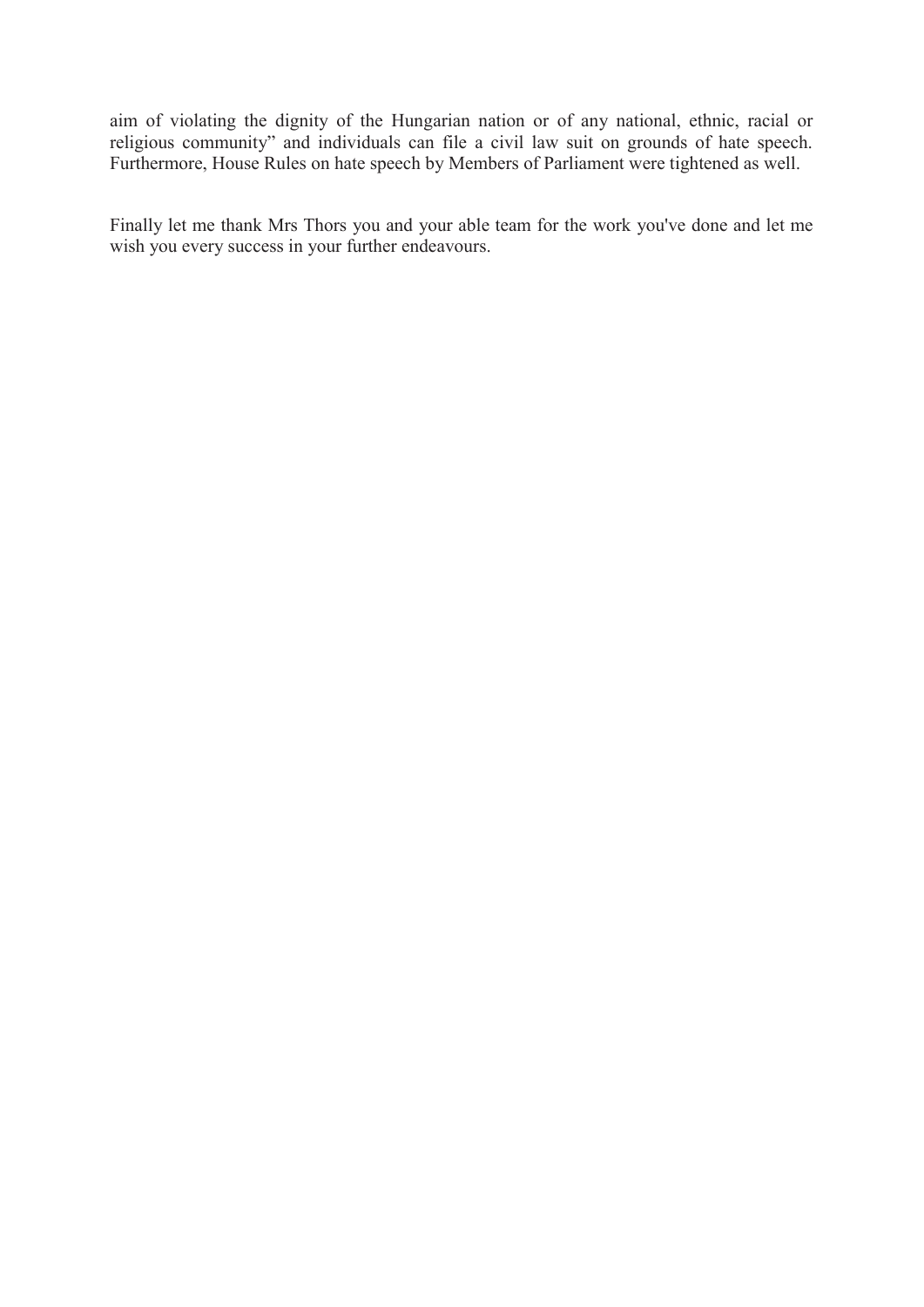aim of violating the dignity of the Hungarian nation or of any national, ethnic, racial or religious community" and individuals can file a civil law suit on grounds of hate speech. Furthermore, House Rules on hate speech by Members of Parliament were tightened as well.

Finally let me thank Mrs Thors you and your able team for the work you've done and let me wish you every success in your further endeavours.